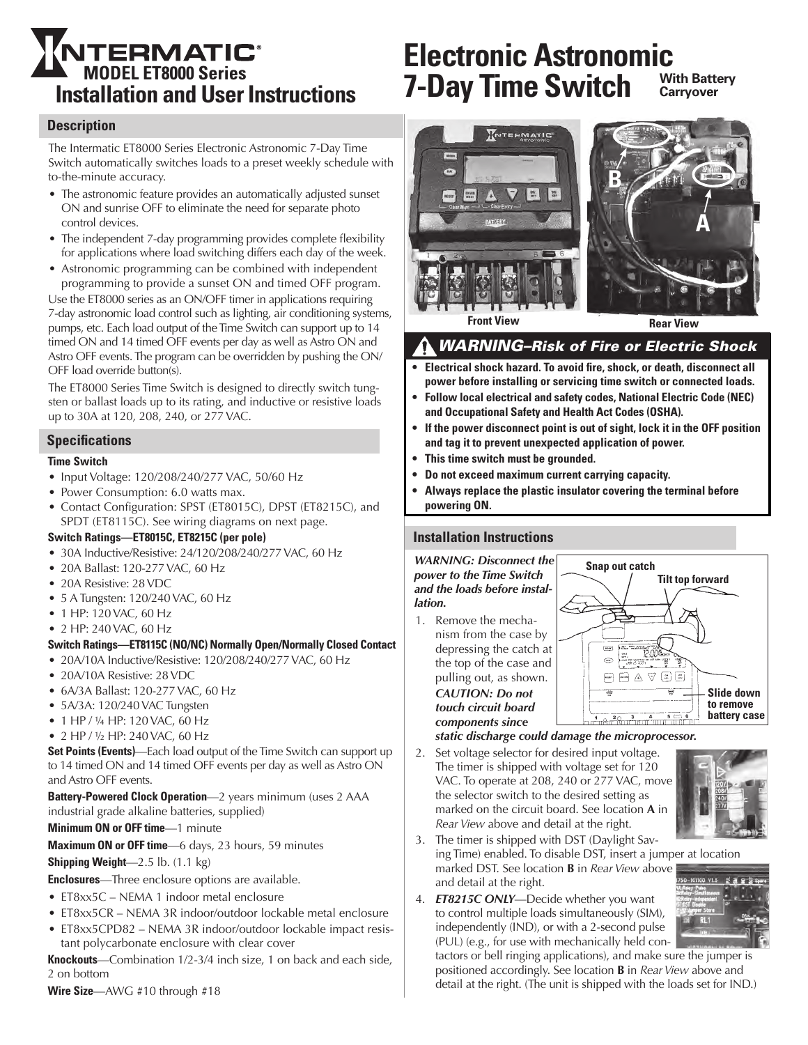# INTERMATIC® MODEL ET8000 Series Installation and User Instructions

# Electronic Astronomic 7-Day Time Switch With Battery Carryover

## Description

The Intermatic ET8000 Series Electronic Astronomic 7-Day Time Switch automatically switches loads to a preset weekly schedule with to-the-minute accuracy.

- The astronomic feature provides an automatically adjusted sunset ON and sunrise OFF to eliminate the need for separate photo control devices.
- The independent 7-day programming provides complete flexibility for applications where load switching differs each day of the week.
- Astronomic programming can be combined with independent programming to provide a sunset ON and timed OFF program.

Use the ET8000 series as an ON/OFF timer in applications requiring 7-day astronomic load control such as lighting, air conditioning systems, pumps, etc. Each load output of the Time Switch can support up to 14 timed ON and 14 timed OFF events per day as well as Astro ON and Astro OFF events. The program can be overridden by pushing the ON/OFF load override button(s).

The ET8000 Series Time Switch is designed to directly switch tungsten or ballast loads up to its rating, and inductive or resistive loads up to 30A at 120, 208, 240, or 277 VAC.

## Specifications

### Time Switch

- Input Voltage: 120/208/240/277 VAC, 50/60 Hz
- Power Consumption: 6.0 watts max.
- Contact Configuration: SPST (ET8015C), DPST (ET8215C), and SPDT (ET8115C). See wiring diagrams on next page.

### Switch Ratings—ET8015C, ET8215C (per pole)

- 30A Inductive/Resistive: 24/120/208/240/277 VAC, 60 Hz
- 20A Ballast: 120-277 VAC, 60 Hz
- 20A Resistive: 28 VDC
- 5 A Tungsten: 120/240 VAC, 60 Hz
- 1 HP: 120 VAC, 60 Hz
- 2 HP: 240 VAC, 60 Hz

### Switch Ratings—ET8115C (NO/NC) Normally Open/Normally Closed Contact

- 20A/10A Inductive/Resistive: 120/208/240/277 VAC, 60 Hz
- 20A/10A Resistive: 28 VDC
- 6A/3A Ballast: 120-277 VAC, 60 Hz
- 5A/3A: 120/240 VAC Tungsten
- 1 HP / 1/4 HP: 120 VAC, 60 Hz
- 2 HP / 1/2 HP: 240 VAC, 60 Hz

**Set Points (Events)**—Each load output of the Time Switch can support up to 14 timed ON and 14 timed OFF events per day as well as Astro ON and Astro OFF events.

**Battery-Powered Clock Operation**—2 years minimum (uses 2 AAA industrial grade alkaline batteries, supplied)

**Minimum ON or OFF time**—1 minute

**Maximum ON or OFF time**—6 days, 23 hours, 59 minutes

**Shipping Weight**—2.5 lb. (1.1 kg)

**Enclosures**—Three enclosure options are available.

- ET8xx5C – NEMA 1 indoor metal enclosure
- ET8xx5CR – NEMA 3R indoor/outdoor lockable metal enclosure
- ET8xx5CPD82 – NEMA 3R indoor/outdoor lockable impact resistant polycarbonate enclosure with clear cover

**Knockouts**—Combination 1/2-3/4 inch size, 1 on back and each side, 2 on bottom

**Wire Size**—AWG #10 through #18

Front View

Rear View

## ⚠ WARNING–Risk of Fire or Electric Shock

- **Electrical shock hazard. To avoid fire, shock, or death, disconnect all power before installing or servicing time switch or connected loads.**
- **Follow local electrical and safety codes, National Electric Code (NEC) and Occupational Safety and Health Act Codes (OSHA).**
- **If the power disconnect point is out of sight, lock it in the OFF position and tag it to prevent unexpected application of power.**
- **This time switch must be grounded.**
- **Do not exceed maximum current carrying capacity.**
- **Always replace the plastic insulator covering the terminal before powering ON.**

## Installation Instructions

***WARNING: Disconnect the power to the Time Switch and the loads before installation.***

Snap out catch

Tilt top forward

Slide down to remove battery case

1. Remove the mechanism from the case by depressing the catch at the top of the case and pulling out, as shown. ***CAUTION: Do not touch circuit board components since static discharge could damage the microprocessor.***
2. Set voltage selector for desired input voltage. The timer is shipped with voltage set for 120 VAC. To operate at 208, 240 or 277 VAC, move the selector switch to the desired setting as marked on the circuit board. See location **A** in *Rear View* above and detail at the right.
3. The timer is shipped with DST (Daylight Saving Time) enabled. To disable DST, insert a jumper at location marked DST. See location **B** in *Rear View* above and detail at the right.
4. ***ET8215C ONLY***—Decide whether you want to control multiple loads simultaneously (SIM), independently (IND), or with a 2-second pulse (PUL) (e.g., for use with mechanically held contactors or bell ringing applications), and make sure the jumper is positioned accordingly. See location **B** in *Rear View* above and detail at the right. (The unit is shipped with the loads set for IND.)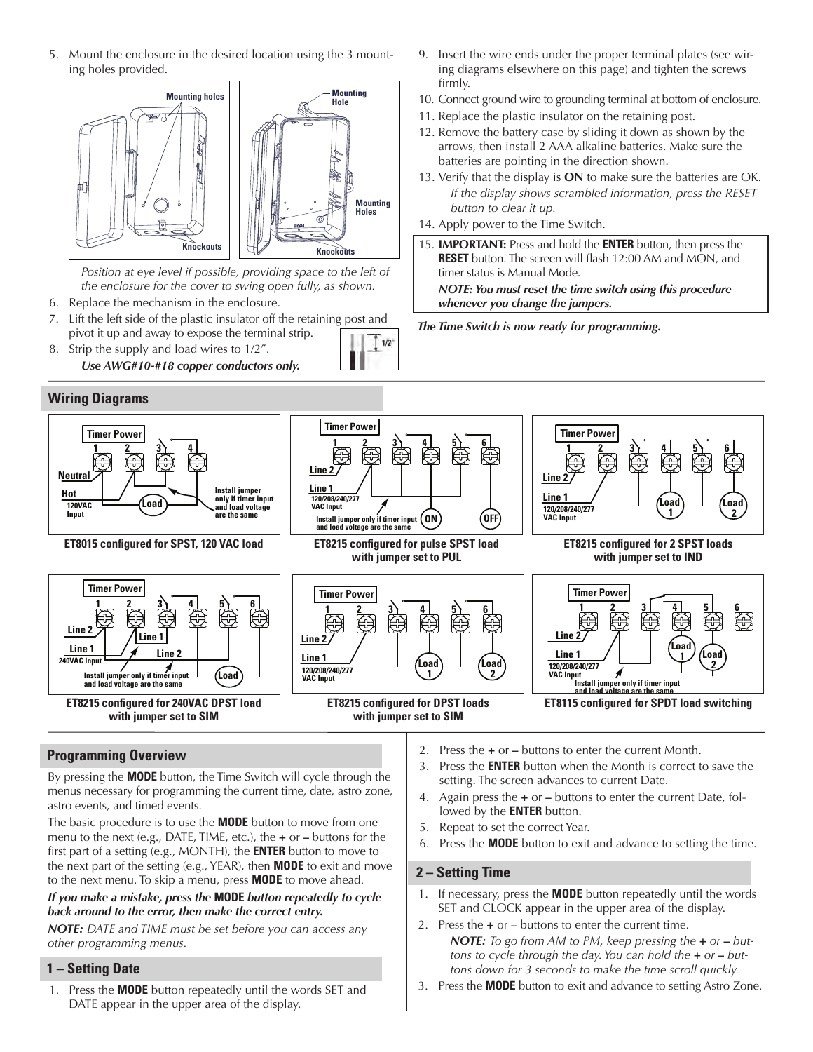5. Mount the enclosure in the desired location using the 3 mounting holes provided.

Mounting holes

Knockouts

Mounting Hole

Mounting Holes

Knockouts

*Position at eye level if possible, providing space to the left of the enclosure for the cover to swing open fully, as shown.*

6. Replace the mechanism in the enclosure.
7. Lift the left side of the plastic insulator off the retaining post and pivot it up and away to expose the terminal strip.
8. Strip the supply and load wires to 1/2″.
   ***Use AWG#10-#18 copper conductors only.***
9. Insert the wire ends under the proper terminal plates (see wiring diagrams elsewhere on this page) and tighten the screws firmly.
10. Connect ground wire to grounding terminal at bottom of enclosure.
11. Replace the plastic insulator on the retaining post.
12. Remove the battery case by sliding it down as shown by the arrows, then install 2 AAA alkaline batteries. Make sure the batteries are pointing in the direction shown.
13. Verify that the display is **ON** to make sure the batteries are OK.
    *If the display shows scrambled information, press the RESET button to clear it up.*
14. Apply power to the Time Switch.
15. **IMPORTANT:** Press and hold the **ENTER** button, then press the **RESET** button. The screen will flash 12:00 AM and MON, and timer status is Manual Mode.
    ***NOTE: You must reset the time switch using this procedure whenever you change the jumpers.***

***The Time Switch is now ready for programming.***

## Wiring Diagrams

Timer Power 1 2 3 4 — Neutral, Hot, 120VAC Input, Load — Install jumper only if timer input and load voltage are the same

**ET8015 configured for SPST, 120 VAC load**

Timer Power 1 2 3 4 5 6 — Line 2, Line 1, 120/208/240/277 VAC Input — Install jumper only if timer input and load voltage are the same — ON, OFF

**ET8215 configured for pulse SPST load with jumper set to PUL**

Timer Power 1 2 3 4 5 6 — Line 2, Line 1, 120/208/240/277 VAC Input — Load 1, Load 2

**ET8215 configured for 2 SPST loads with jumper set to IND**

Timer Power 1 2 3 4 5 6 — Line 2, Line 1, 240VAC Input, Line 1, Line 2 — Install jumper only if timer input and load voltage are the same — Load

**ET8215 configured for 240VAC DPST load with jumper set to SIM**

Timer Power 1 2 3 4 5 6 — Line 2, Line 1, 120/208/240/277 VAC Input — Load 1, Load 2

**ET8215 configured for DPST loads with jumper set to SIM**

Timer Power 1 2 3 4 5 6 — Line 2, Line 1, 120/208/240/277 VAC Input — Load 1, Load 2 — Install jumper only if timer input and load voltage are the same

**ET8115 configured for SPDT load switching**

## Programming Overview

By pressing the **MODE** button, the Time Switch will cycle through the menus necessary for programming the current time, date, astro zone, astro events, and timed events.

The basic procedure is to use the **MODE** button to move from one menu to the next (e.g., DATE, TIME, etc.), the **+** or **–** buttons for the first part of a setting (e.g., MONTH), the **ENTER** button to move to the next part of the setting (e.g., YEAR), then **MODE** to exit and move to the next menu. To skip a menu, press **MODE** to move ahead.

***If you make a mistake, press the* MODE *button repeatedly to cycle back around to the error, then make the correct entry.***

***NOTE:*** *DATE and TIME must be set before you can access any other programming menus.*

## 1 – Setting Date

1. Press the **MODE** button repeatedly until the words SET and DATE appear in the upper area of the display.
2. Press the **+** or **–** buttons to enter the current Month.
3. Press the **ENTER** button when the Month is correct to save the setting. The screen advances to current Date.
4. Again press the **+** or **–** buttons to enter the current Date, followed by the **ENTER** button.
5. Repeat to set the correct Year.
6. Press the **MODE** button to exit and advance to setting the time.

## 2 – Setting Time

1. If necessary, press the **MODE** button repeatedly until the words SET and CLOCK appear in the upper area of the display.
2. Press the **+** or **–** buttons to enter the current time.
   ***NOTE:*** *To go from AM to PM, keep pressing the* **+** *or* **–** *buttons to cycle through the day. You can hold the* **+** *or* **–** *buttons down for 3 seconds to make the time scroll quickly.*
3. Press the **MODE** button to exit and advance to setting Astro Zone.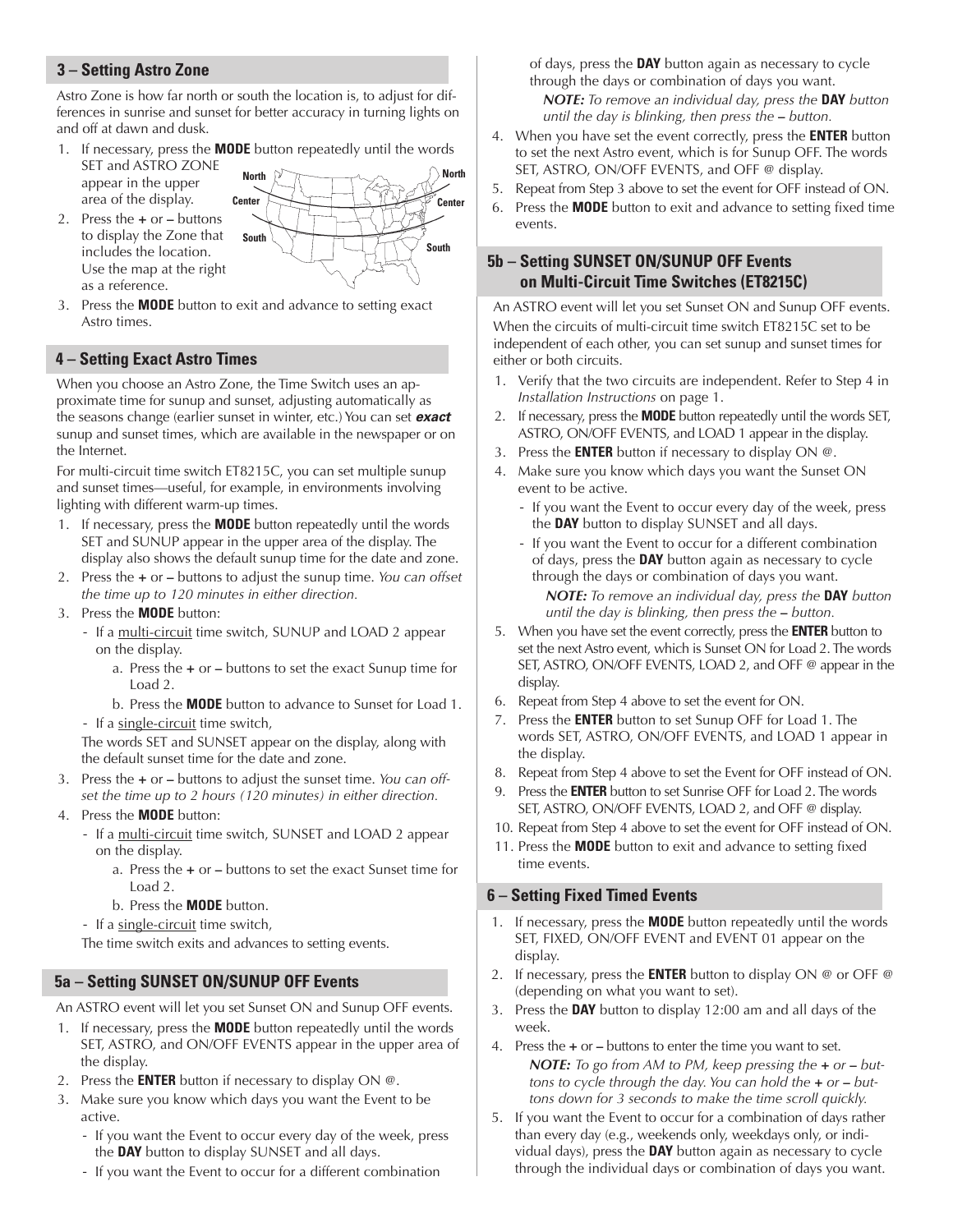## 3 – Setting Astro Zone

Astro Zone is how far north or south the location is, to adjust for differences in sunrise and sunset for better accuracy in turning lights on and off at dawn and dusk.

1. If necessary, press the **MODE** button repeatedly until the words SET and ASTRO ZONE appear in the upper area of the display.
2. Press the **+** or **–** buttons to display the Zone that includes the location. Use the map at the right as a reference.
3. Press the **MODE** button to exit and advance to setting exact Astro times.

## 4 – Setting Exact Astro Times

When you choose an Astro Zone, the Time Switch uses an approximate time for sunup and sunset, adjusting automatically as the seasons change (earlier sunset in winter, etc.) You can set ***exact*** sunup and sunset times, which are available in the newspaper or on the Internet.

For multi-circuit time switch ET8215C, you can set multiple sunup and sunset times—useful, for example, in environments involving lighting with different warm-up times.

1. If necessary, press the **MODE** button repeatedly until the words SET and SUNUP appear in the upper area of the display. The display also shows the default sunup time for the date and zone.
2. Press the **+** or **–** buttons to adjust the sunup time. *You can offset the time up to 120 minutes in either direction.*
3. Press the **MODE** button:
   - If a multi-circuit time switch, SUNUP and LOAD 2 appear on the display.
     a. Press the **+** or **–** buttons to set the exact Sunup time for Load 2.
     b. Press the **MODE** button to advance to Sunset for Load 1.
   - If a single-circuit time switch,

   The words SET and SUNSET appear on the display, along with the default sunset time for the date and zone.
3. Press the **+** or **–** buttons to adjust the sunset time. *You can offset the time up to 2 hours (120 minutes) in either direction.*
4. Press the **MODE** button:
   - If a multi-circuit time switch, SUNSET and LOAD 2 appear on the display.
     a. Press the **+** or **–** buttons to set the exact Sunset time for Load 2.
     b. Press the **MODE** button.
   - If a single-circuit time switch,

   The time switch exits and advances to setting events.

## 5a – Setting SUNSET ON/SUNUP OFF Events

An ASTRO event will let you set Sunset ON and Sunup OFF events.

1. If necessary, press the **MODE** button repeatedly until the words SET, ASTRO, and ON/OFF EVENTS appear in the upper area of the display.
2. Press the **ENTER** button if necessary to display ON @.
3. Make sure you know which days you want the Event to be active.
   - If you want the Event to occur every day of the week, press the **DAY** button to display SUNSET and all days.
   - If you want the Event to occur for a different combination of days, press the **DAY** button again as necessary to cycle through the days or combination of days you want.

     ***NOTE:*** *To remove an individual day, press the* **DAY** *button until the day is blinking, then press the* **–** *button.*
4. When you have set the event correctly, press the **ENTER** button to set the next Astro event, which is for Sunup OFF. The words SET, ASTRO, ON/OFF EVENTS, and OFF @ display.
5. Repeat from Step 3 above to set the event for OFF instead of ON.
6. Press the **MODE** button to exit and advance to setting fixed time events.

## 5b – Setting SUNSET ON/SUNUP OFF Events on Multi-Circuit Time Switches (ET8215C)

An ASTRO event will let you set Sunset ON and Sunup OFF events. When the circuits of multi-circuit time switch ET8215C set to be independent of each other, you can set sunup and sunset times for either or both circuits.

1. Verify that the two circuits are independent. Refer to Step 4 in *Installation Instructions* on page 1.
2. If necessary, press the **MODE** button repeatedly until the words SET, ASTRO, ON/OFF EVENTS, and LOAD 1 appear in the display.
3. Press the **ENTER** button if necessary to display ON @.
4. Make sure you know which days you want the Sunset ON event to be active.
   - If you want the Event to occur every day of the week, press the **DAY** button to display SUNSET and all days.
   - If you want the Event to occur for a different combination of days, press the **DAY** button again as necessary to cycle through the days or combination of days you want.

     ***NOTE:*** *To remove an individual day, press the* **DAY** *button until the day is blinking, then press the* **–** *button.*
5. When you have set the event correctly, press the **ENTER** button to set the next Astro event, which is Sunset ON for Load 2. The words SET, ASTRO, ON/OFF EVENTS, LOAD 2, and OFF @ appear in the display.
6. Repeat from Step 4 above to set the event for ON.
7. Press the **ENTER** button to set Sunup OFF for Load 1. The words SET, ASTRO, ON/OFF EVENTS, and LOAD 1 appear in the display.
8. Repeat from Step 4 above to set the Event for OFF instead of ON.
9. Press the **ENTER** button to set Sunrise OFF for Load 2. The words SET, ASTRO, ON/OFF EVENTS, LOAD 2, and OFF @ display.
10. Repeat from Step 4 above to set the event for OFF instead of ON.
11. Press the **MODE** button to exit and advance to setting fixed time events.

## 6 – Setting Fixed Timed Events

1. If necessary, press the **MODE** button repeatedly until the words SET, FIXED, ON/OFF EVENT and EVENT 01 appear on the display.
2. If necessary, press the **ENTER** button to display ON @ or OFF @ (depending on what you want to set).
3. Press the **DAY** button to display 12:00 am and all days of the week.
4. Press the **+** or **–** buttons to enter the time you want to set.

   ***NOTE:*** *To go from AM to PM, keep pressing the* **+** *or* **–** *buttons to cycle through the day. You can hold the* **+** *or* **–** *buttons down for 3 seconds to make the time scroll quickly.*
5. If you want the Event to occur for a combination of days rather than every day (e.g., weekends only, weekdays only, or individual days), press the **DAY** button again as necessary to cycle through the individual days or combination of days you want.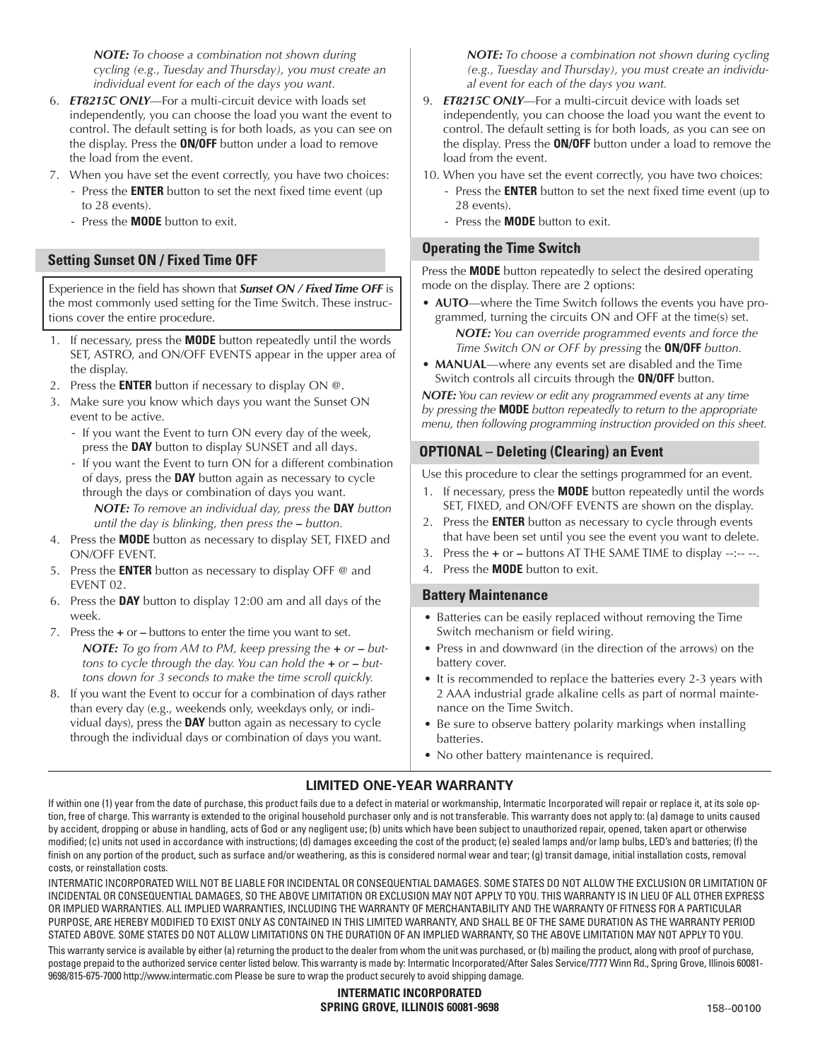*NOTE: To choose a combination not shown during cycling (e.g., Tuesday and Thursday), you must create an individual event for each of the days you want.*

6. ***ET8215C ONLY***—For a multi-circuit device with loads set independently, you can choose the load you want the event to control. The default setting is for both loads, as you can see on the display. Press the **ON/OFF** button under a load to remove the load from the event.
7. When you have set the event correctly, you have two choices:
   - Press the **ENTER** button to set the next fixed time event (up to 28 events).
   - Press the **MODE** button to exit.

## Setting Sunset ON / Fixed Time OFF

Experience in the field has shown that ***Sunset ON / Fixed Time OFF*** is the most commonly used setting for the Time Switch. These instructions cover the entire procedure.

1. If necessary, press the **MODE** button repeatedly until the words SET, ASTRO, and ON/OFF EVENTS appear in the upper area of the display.
2. Press the **ENTER** button if necessary to display ON @.
3. Make sure you know which days you want the Sunset ON event to be active.
   - If you want the Event to turn ON every day of the week, press the **DAY** button to display SUNSET and all days.
   - If you want the Event to turn ON for a different combination of days, press the **DAY** button again as necessary to cycle through the days or combination of days you want.

     *NOTE: To remove an individual day, press the* **DAY** *button until the day is blinking, then press the* **–** *button.*
4. Press the **MODE** button as necessary to display SET, FIXED and ON/OFF EVENT.
5. Press the **ENTER** button as necessary to display OFF @ and EVENT 02.
6. Press the **DAY** button to display 12:00 am and all days of the week.
7. Press the **+** or **–** buttons to enter the time you want to set.

   *NOTE: To go from AM to PM, keep pressing the* **+** *or* **–** *buttons to cycle through the day. You can hold the* **+** *or* **–** *buttons down for 3 seconds to make the time scroll quickly.*
8. If you want the Event to occur for a combination of days rather than every day (e.g., weekends only, weekdays only, or individual days), press the **DAY** button again as necessary to cycle through the individual days or combination of days you want.

   *NOTE: To choose a combination not shown during cycling (e.g., Tuesday and Thursday), you must create an individual event for each of the days you want.*
9. ***ET8215C ONLY***—For a multi-circuit device with loads set independently, you can choose the load you want the event to control. The default setting is for both loads, as you can see on the display. Press the **ON/OFF** button under a load to remove the load from the event.
10. When you have set the event correctly, you have two choices:
    - Press the **ENTER** button to set the next fixed time event (up to 28 events).
    - Press the **MODE** button to exit.

## Operating the Time Switch

Press the **MODE** button repeatedly to select the desired operating mode on the display. There are 2 options:

- **AUTO**—where the Time Switch follows the events you have programmed, turning the circuits ON and OFF at the time(s) set.

  *NOTE: You can override programmed events and force the Time Switch ON or OFF by pressing* the **ON/OFF** *button.*
- **MANUAL**—where any events set are disabled and the Time Switch controls all circuits through the **ON/OFF** button.

***NOTE:*** *You can review or edit any programmed events at any time by pressing the* **MODE** *button repeatedly to return to the appropriate menu, then following programming instruction provided on this sheet.*

## OPTIONAL – Deleting (Clearing) an Event

Use this procedure to clear the settings programmed for an event.

1. If necessary, press the **MODE** button repeatedly until the words SET, FIXED, and ON/OFF EVENTS are shown on the display.
2. Press the **ENTER** button as necessary to cycle through events that have been set until you see the event you want to delete.
3. Press the **+** or **–** buttons AT THE SAME TIME to display --:-- --.
4. Press the **MODE** button to exit.

## Battery Maintenance

- Batteries can be easily replaced without removing the Time Switch mechanism or field wiring.
- Press in and downward (in the direction of the arrows) on the battery cover.
- It is recommended to replace the batteries every 2-3 years with 2 AAA industrial grade alkaline cells as part of normal maintenance on the Time Switch.
- Be sure to observe battery polarity markings when installing batteries.
- No other battery maintenance is required.

## LIMITED ONE-YEAR WARRANTY

If within one (1) year from the date of purchase, this product fails due to a defect in material or workmanship, Intermatic Incorporated will repair or replace it, at its sole option, free of charge. This warranty is extended to the original household purchaser only and is not transferable. This warranty does not apply to: (a) damage to units caused by accident, dropping or abuse in handling, acts of God or any negligent use; (b) units which have been subject to unauthorized repair, opened, taken apart or otherwise modified; (c) units not used in accordance with instructions; (d) damages exceeding the cost of the product; (e) sealed lamps and/or lamp bulbs, LED's and batteries; (f) the finish on any portion of the product, such as surface and/or weathering, as this is considered normal wear and tear; (g) transit damage, initial installation costs, removal costs, or reinstallation costs.

INTERMATIC INCORPORATED WILL NOT BE LIABLE FOR INCIDENTAL OR CONSEQUENTIAL DAMAGES. SOME STATES DO NOT ALLOW THE EXCLUSION OR LIMITATION OF INCIDENTAL OR CONSEQUENTIAL DAMAGES, SO THE ABOVE LIMITATION OR EXCLUSION MAY NOT APPLY TO YOU. THIS WARRANTY IS IN LIEU OF ALL OTHER EXPRESS OR IMPLIED WARRANTIES. ALL IMPLIED WARRANTIES, INCLUDING THE WARRANTY OF MERCHANTABILITY AND THE WARRANTY OF FITNESS FOR A PARTICULAR PURPOSE, ARE HEREBY MODIFIED TO EXIST ONLY AS CONTAINED IN THIS LIMITED WARRANTY, AND SHALL BE OF THE SAME DURATION AS THE WARRANTY PERIOD STATED ABOVE. SOME STATES DO NOT ALLOW LIMITATIONS ON THE DURATION OF AN IMPLIED WARRANTY, SO THE ABOVE LIMITATION MAY NOT APPLY TO YOU.

This warranty service is available by either (a) returning the product to the dealer from whom the unit was purchased, or (b) mailing the product, along with proof of purchase, postage prepaid to the authorized service center listed below. This warranty is made by: Intermatic Incorporated/After Sales Service/7777 Winn Rd., Spring Grove, Illinois 60081-9698/815-675-7000 http://www.intermatic.com Please be sure to wrap the product securely to avoid shipping damage.

**INTERMATIC INCORPORATED**
**SPRING GROVE, ILLINOIS 60081-9698**

158--00100